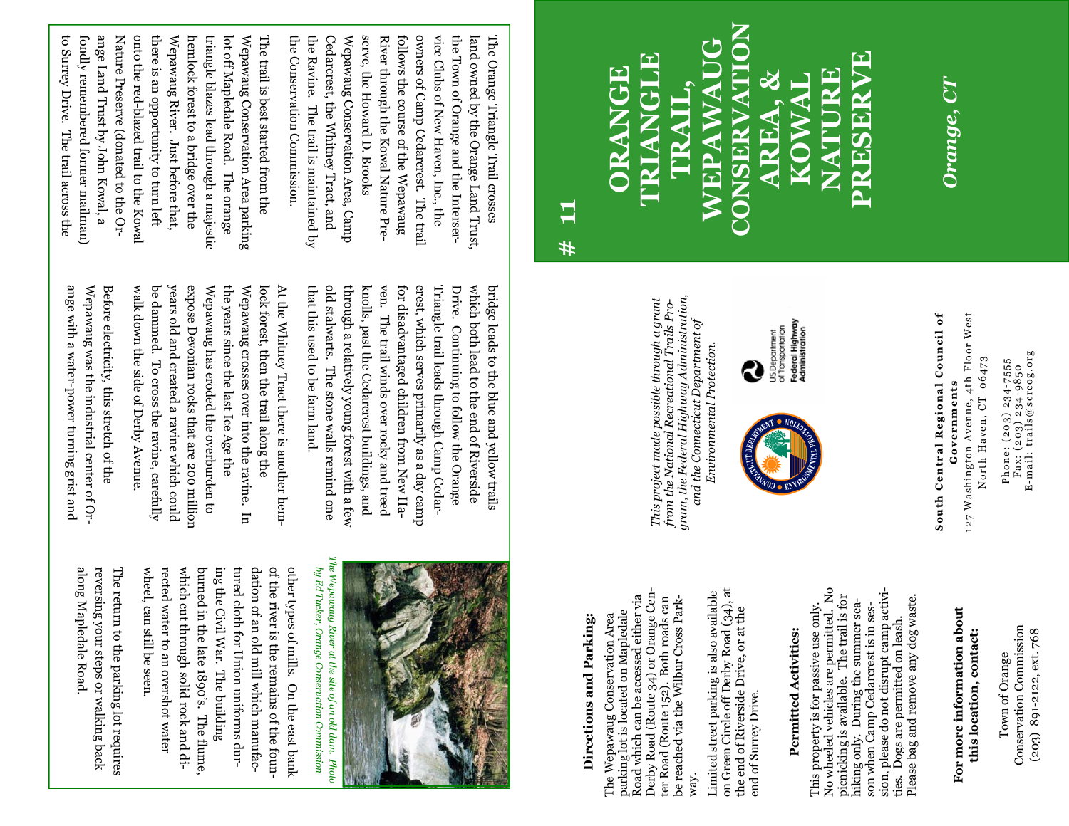# ORANGE TRIANGLE TRAIL, WEPAWAUG CONSERVATION AREA, & KOWAL NATURE PRESERVE

# 11

*Orange, CT*

The Orange Triangle Trail crosses land owned by the Orange Land Trust, the Town of Orange and the Interservice Clubs of New Haven, Inc., the owners of Camp Cedarcrest. The trail follows the course of the Wepawaug River through the Kowal Nature Preserve, the Howard D. Brooks Wepawaug Conservation Area, Camp Cedarcrest, the Whitney Tract, and the Ravine. The trail is maintained by the Conservation Commission.

The trail is best started from the Wepawaug Conservation Area parking lot off Mapledale Road. The orange triangle blazes lead through a majestic hemlock forest to a bridge over the Wepawaug River. Just before that, there is an opportunity to turn left onto the red-blazed trail to the Kowal Nature Preserve (donated to the Orange Land Trust by John Kowal, a fondly remembered former mailman) to Surrey Drive. The trail across the bridge leads to the blue and yellow trails which both lead to the end of Riverside Drive. Continuing to follow the Orange Triangle trail leads through Camp Cedarcrest, which serves primarily as a day camp for disadvantaged children from New Haven. The trail winds over rocky and treed knolls, past the Cedarcrest buildings, and through a relatively young forest with a few old stalwarts. The stone walls remind one that this used to be farm land.

At the Whitney Tract there is another hemlock forest, then the trail along the Wepawaug crosses over into the ravine. In the years since the last Ice Age the Wepawaug has eroded the overburden to expose Devonian rocks that are 200 million years old and created a ravine which could be dammed. To cross the ravine, carefully walk down the side of Derby Avenue.

Before electricity, this stretch of the Wepawaug was the industrial center of Orange with a water-power turning grist and other types of mills. On the east bank of the river is the remains of the foundation of an old mill which manufactured cloth for Union uniforms during the Civil War. The building burned in the late 1890's. The flume, which cut through solid rock and directed water to an overshot water wheel, can still be seen.

*The Wepawaug River at the site of an old dam. Photo by Ed Tucker, Orange Conservation Commission*

The return to the parking lot requires reversing your steps or walking back along Mapledale Road.

## Directions and Parking:

The Wepawaug Conservation Area parking lot is located on Mapledale Road which can be accessed either via Derby Road (Route 34) or Orange Center Road (Route 152). Both roads can be reached via the Wilbur Cross Parkway.

Limited street parking is also available on Green Circle off Derby Road (34), at the end of Riverside Drive, or at the end of Surrey Drive.

## Permitted Activities:

This property is for passive use only. No wheeled vehicles are permitted. No picnicking is available. The trail is for hiking only. During the summer season when Camp Cedarcrest is in session, please do not disrupt camp activities. Dogs are permitted on leash. Please bag and remove any dog waste.

## For more information about this location, contact:

Town of Orange
Conservation Commission
(203) 891-2122, ext. 768

*This project made possible through a grant from the National Recreational Trails Program, the Federal Highway Administration, and the Connecticut Department of Environmental Protection.*

U.S. Department of Transportation
Federal Highway Administration

**South Central Regional Council of Governments**
127 Washington Avenue, 4th Floor West
North Haven, CT 06473

Phone: (203) 234-7555
Fax: (203) 234-9850
E-mail: trails@scrcog.org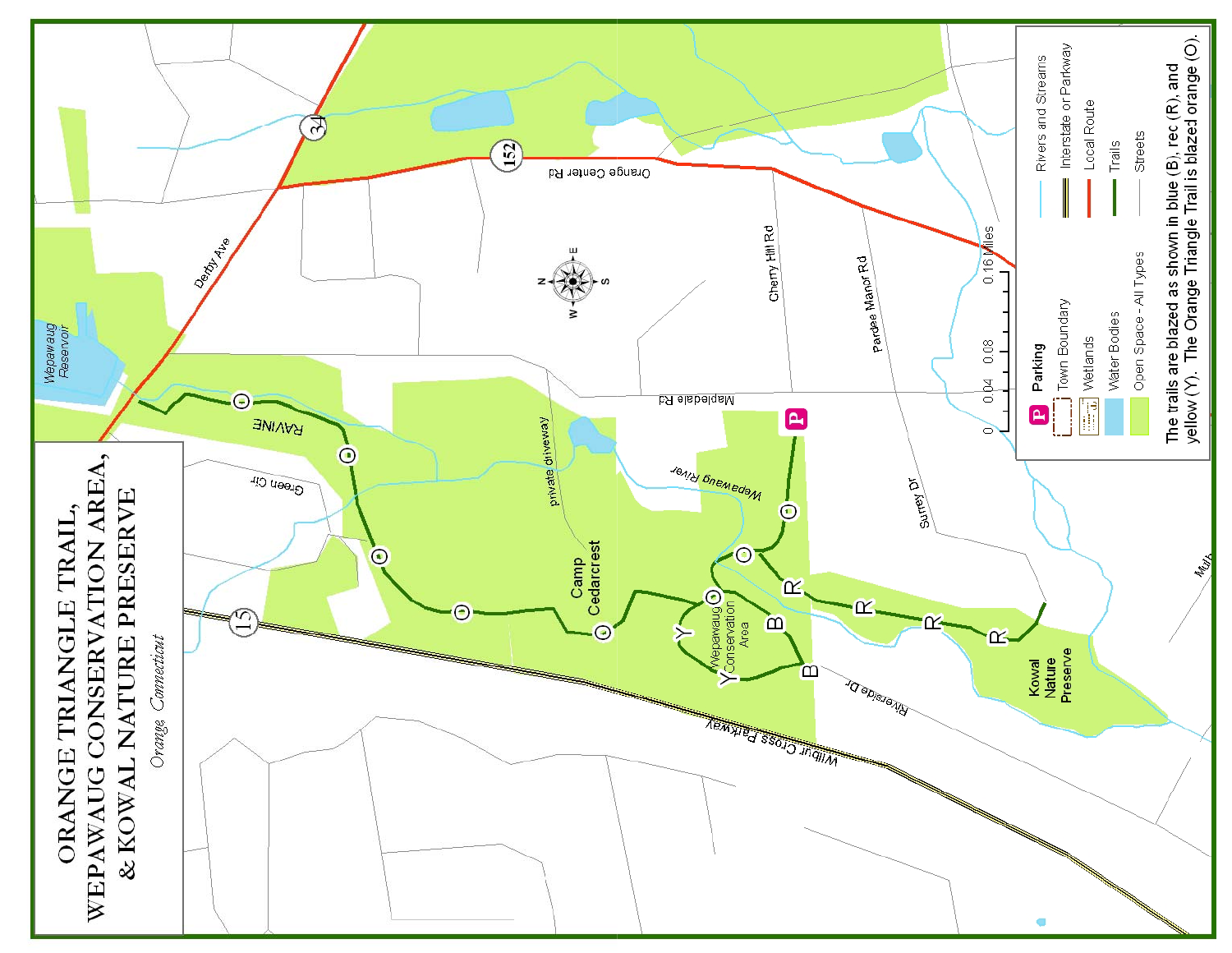# ORANGE TRIANGLE TRAIL, WEPAWAUG CONSERVATION AREA, & KOWAL NATURE PRESERVE

*Orange Connecticut*

Parking

Town Boundary

Wetlands

Water Bodies

Open Space - All Types

Rivers and Streams

Interstate or Parkway

Local Route

Trails

Streets

0 0.04 0.08 0.16 Miles

The trails are blazed as shown in blue (B), rec (R), and yellow (Y). The Orange Triangle Trail is blazed orange (O).

Wepawaug Reservoir

Derby Ave

34

152

Orange Center Rd

Cherry Hill Rd

Pardee Manor Rd

Mapledale Rd

Surrey Dr

RAVINE

Green Cir

private driveway

Wepawaug River

Camp Cedarcrest

Wepawaug Conservation Area

Kowal Nature Preserve

15

Wilbur Cross Parkway

Riverside Dr